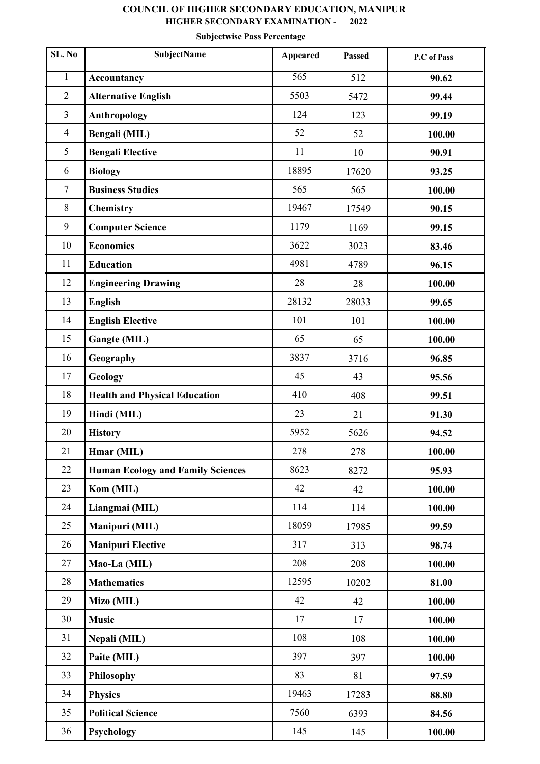# COUNCIL OF HIGHER SECONDARY EDUCATION, MANIPUR

## HIGHER SECONDARY EXAMINATION - 2022

### Subjectwise Pass Percentage

| SL. No | SubjectName | Appeared | Passed | P.C of Pass |
|---|---|---|---|---|
| 1 | **Accountancy** | 565 | 512 | **90.62** |
| 2 | **Alternative English** | 5503 | 5472 | **99.44** |
| 3 | **Anthropology** | 124 | 123 | **99.19** |
| 4 | **Bengali (MIL)** | 52 | 52 | **100.00** |
| 5 | **Bengali Elective** | 11 | 10 | **90.91** |
| 6 | **Biology** | 18895 | 17620 | **93.25** |
| 7 | **Business Studies** | 565 | 565 | **100.00** |
| 8 | **Chemistry** | 19467 | 17549 | **90.15** |
| 9 | **Computer Science** | 1179 | 1169 | **99.15** |
| 10 | **Economics** | 3622 | 3023 | **83.46** |
| 11 | **Education** | 4981 | 4789 | **96.15** |
| 12 | **Engineering Drawing** | 28 | 28 | **100.00** |
| 13 | **English** | 28132 | 28033 | **99.65** |
| 14 | **English Elective** | 101 | 101 | **100.00** |
| 15 | **Gangte (MIL)** | 65 | 65 | **100.00** |
| 16 | **Geography** | 3837 | 3716 | **96.85** |
| 17 | **Geology** | 45 | 43 | **95.56** |
| 18 | **Health and Physical Education** | 410 | 408 | **99.51** |
| 19 | **Hindi (MIL)** | 23 | 21 | **91.30** |
| 20 | **History** | 5952 | 5626 | **94.52** |
| 21 | **Hmar (MIL)** | 278 | 278 | **100.00** |
| 22 | **Human Ecology and Family Sciences** | 8623 | 8272 | **95.93** |
| 23 | **Kom (MIL)** | 42 | 42 | **100.00** |
| 24 | **Liangmai (MIL)** | 114 | 114 | **100.00** |
| 25 | **Manipuri (MIL)** | 18059 | 17985 | **99.59** |
| 26 | **Manipuri Elective** | 317 | 313 | **98.74** |
| 27 | **Mao-La (MIL)** | 208 | 208 | **100.00** |
| 28 | **Mathematics** | 12595 | 10202 | **81.00** |
| 29 | **Mizo (MIL)** | 42 | 42 | **100.00** |
| 30 | **Music** | 17 | 17 | **100.00** |
| 31 | **Nepali (MIL)** | 108 | 108 | **100.00** |
| 32 | **Paite (MIL)** | 397 | 397 | **100.00** |
| 33 | **Philosophy** | 83 | 81 | **97.59** |
| 34 | **Physics** | 19463 | 17283 | **88.80** |
| 35 | **Political Science** | 7560 | 6393 | **84.56** |
| 36 | **Psychology** | 145 | 145 | **100.00** |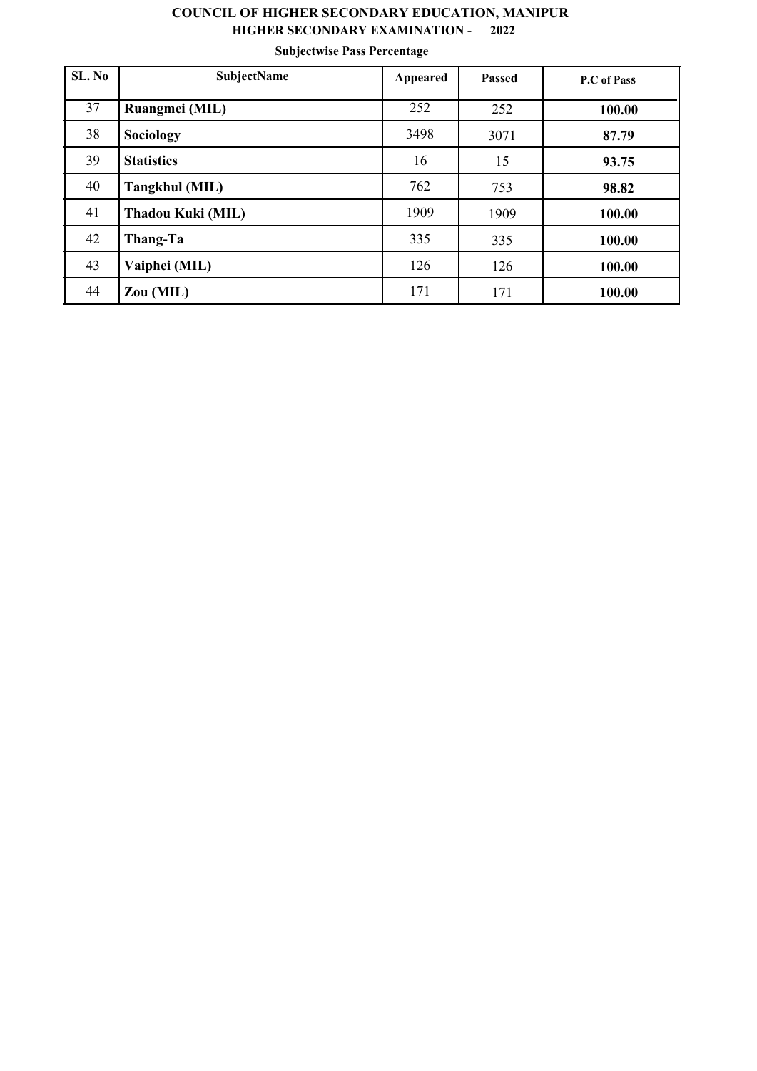**COUNCIL OF HIGHER SECONDARY EDUCATION, MANIPUR**

**HIGHER SECONDARY EXAMINATION - 2022**

**Subjectwise Pass Percentage**

| SL. No | SubjectName | Appeared | Passed | P.C of Pass |
|---|---|---|---|---|
| 37 | **Ruangmei (MIL)** | 252 | 252 | **100.00** |
| 38 | **Sociology** | 3498 | 3071 | **87.79** |
| 39 | **Statistics** | 16 | 15 | **93.75** |
| 40 | **Tangkhul (MIL)** | 762 | 753 | **98.82** |
| 41 | **Thadou Kuki (MIL)** | 1909 | 1909 | **100.00** |
| 42 | **Thang-Ta** | 335 | 335 | **100.00** |
| 43 | **Vaiphei (MIL)** | 126 | 126 | **100.00** |
| 44 | **Zou (MIL)** | 171 | 171 | **100.00** |